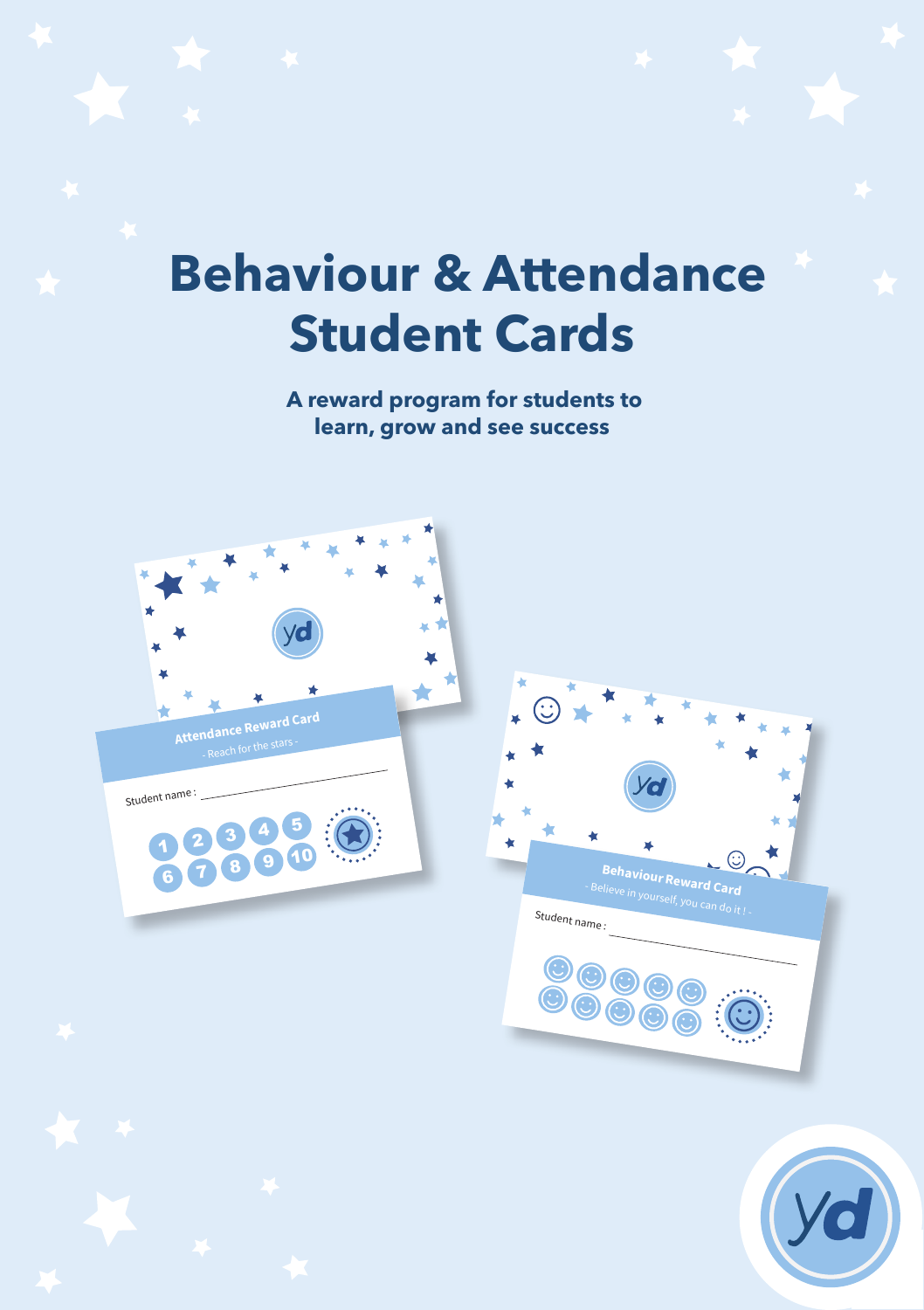# Behaviour & Attendance Student Cards

**A reward program for students to learn, grow and see success**

Attendance Reward Card

- Reach for the stars -

Student name :

1 2 3 4 5 6 7 8 9 10

Behaviour Reward Card

- Believe in yourself, you can do it ! -

Student name :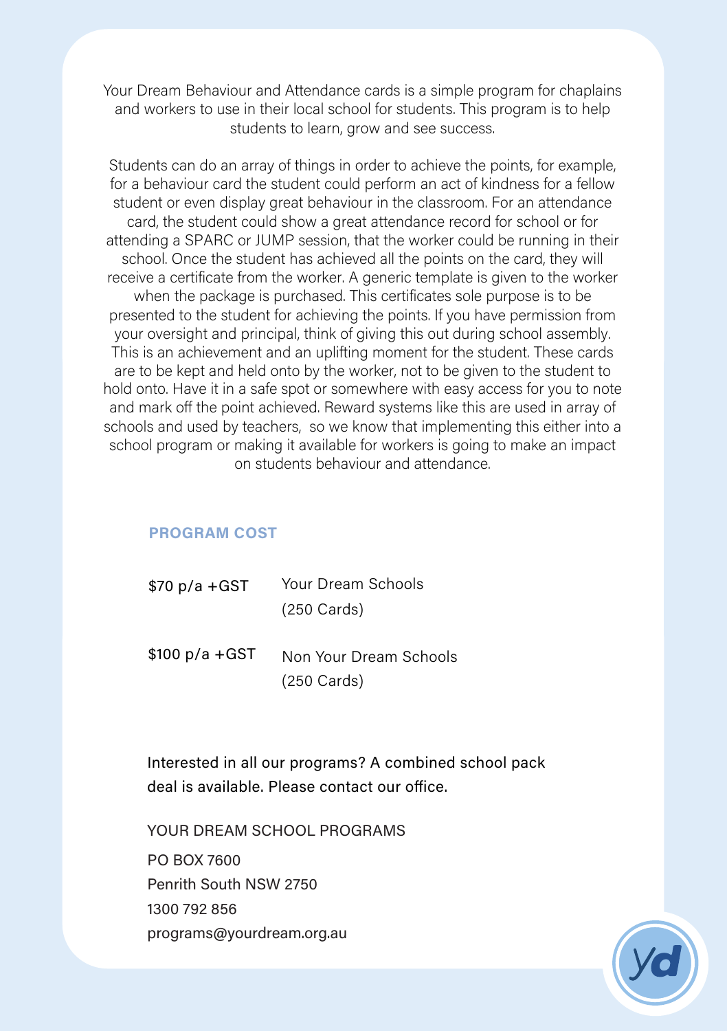Your Dream Behaviour and Attendance cards is a simple program for chaplains and workers to use in their local school for students. This program is to help students to learn, grow and see success.

Students can do an array of things in order to achieve the points, for example, for a behaviour card the student could perform an act of kindness for a fellow student or even display great behaviour in the classroom. For an attendance card, the student could show a great attendance record for school or for attending a SPARC or JUMP session, that the worker could be running in their school. Once the student has achieved all the points on the card, they will receive a certificate from the worker. A generic template is given to the worker when the package is purchased. This certificates sole purpose is to be presented to the student for achieving the points. If you have permission from your oversight and principal, think of giving this out during school assembly. This is an achievement and an uplifting moment for the student. These cards are to be kept and held onto by the worker, not to be given to the student to hold onto. Have it in a safe spot or somewhere with easy access for you to note and mark off the point achieved. Reward systems like this are used in array of schools and used by teachers, so we know that implementing this either into a school program or making it available for workers is going to make an impact on students behaviour and attendance.

## PROGRAM COST

| | |
|---|---|
| $70 p/a +GST | Your Dream Schools (250 Cards) |
| $100 p/a +GST | Non Your Dream Schools (250 Cards) |

Interested in all our programs? A combined school pack deal is available. Please contact our office.

YOUR DREAM SCHOOL PROGRAMS
PO BOX 7600
Penrith South NSW 2750
1300 792 856
programs@yourdream.org.au